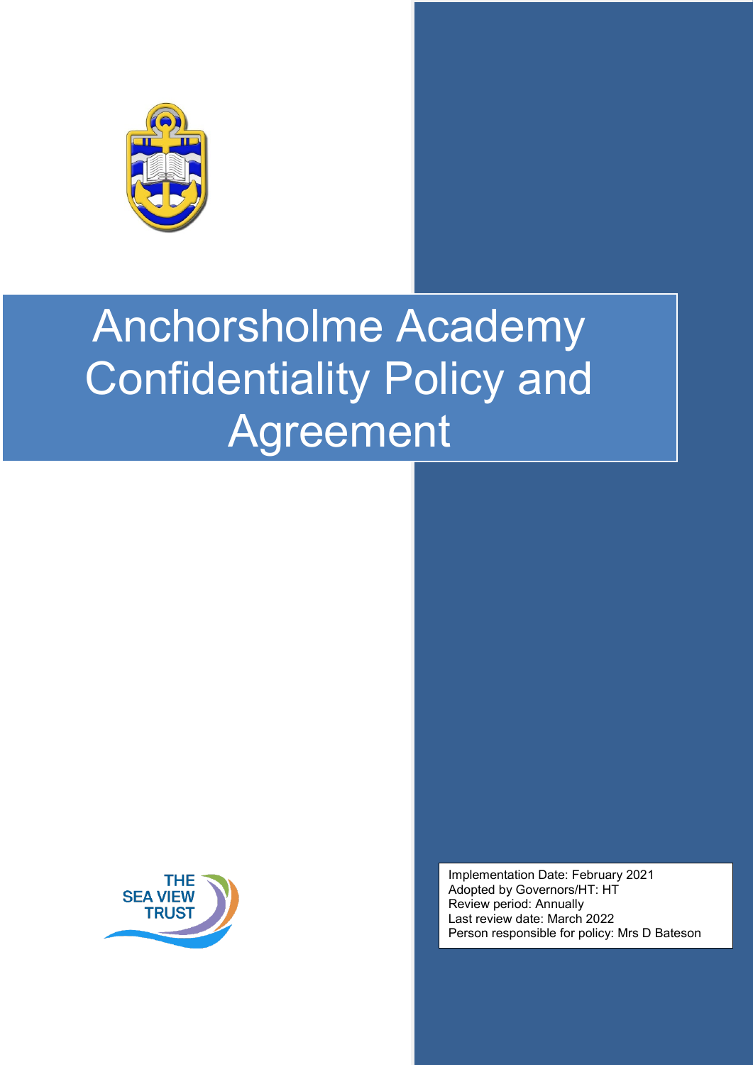# Anchorsholme Academy Confidentiality Policy and Agreement

THE SEA VIEW TRUST

Implementation Date: February 2021
Adopted by Governors/HT: HT
Review period: Annually
Last review date: March 2022
Person responsible for policy: Mrs D Bateson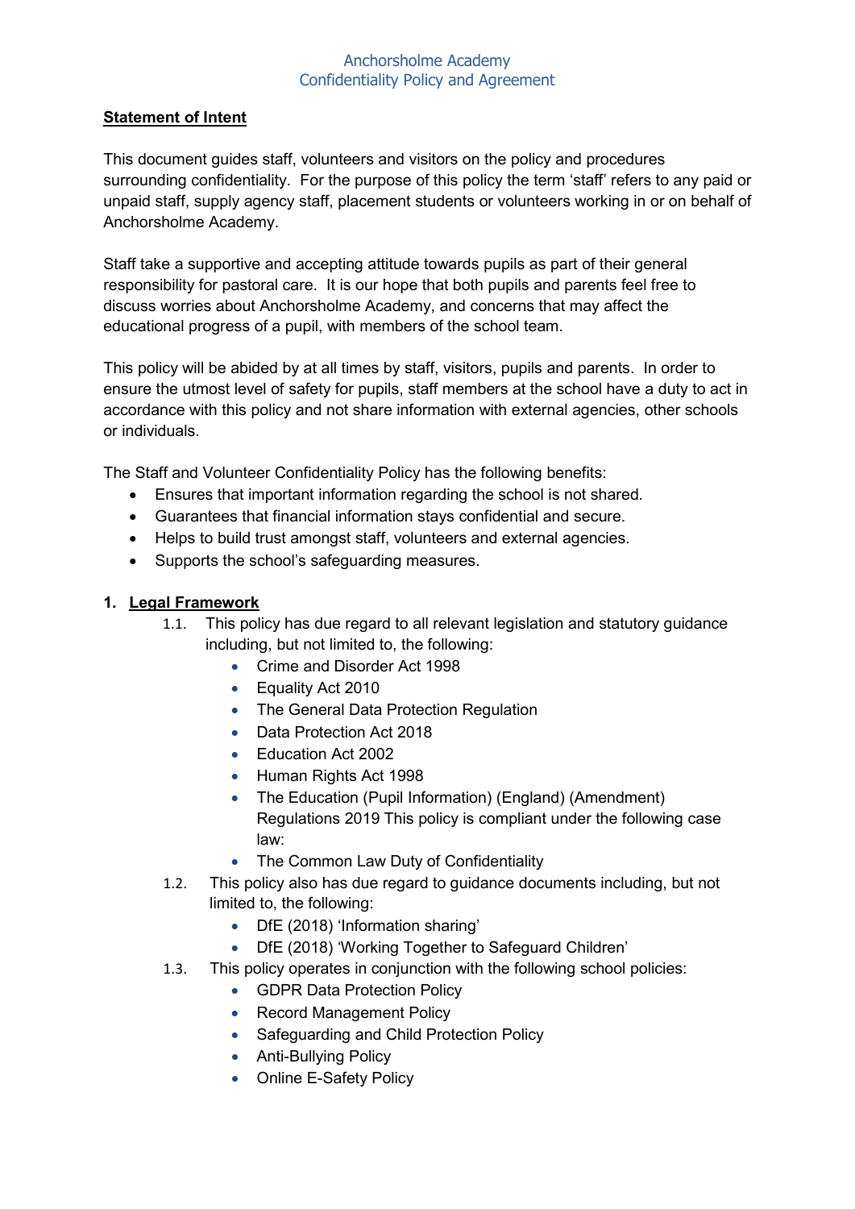Anchorsholme Academy
Confidentiality Policy and Agreement

**Statement of Intent**

This document guides staff, volunteers and visitors on the policy and procedures surrounding confidentiality. For the purpose of this policy the term 'staff' refers to any paid or unpaid staff, supply agency staff, placement students or volunteers working in or on behalf of Anchorsholme Academy.

Staff take a supportive and accepting attitude towards pupils as part of their general responsibility for pastoral care. It is our hope that both pupils and parents feel free to discuss worries about Anchorsholme Academy, and concerns that may affect the educational progress of a pupil, with members of the school team.

This policy will be abided by at all times by staff, visitors, pupils and parents. In order to ensure the utmost level of safety for pupils, staff members at the school have a duty to act in accordance with this policy and not share information with external agencies, other schools or individuals.

The Staff and Volunteer Confidentiality Policy has the following benefits:

- Ensures that important information regarding the school is not shared.
- Guarantees that financial information stays confidential and secure.
- Helps to build trust amongst staff, volunteers and external agencies.
- Supports the school's safeguarding measures.

## 1. Legal Framework

1.1. This policy has due regard to all relevant legislation and statutory guidance including, but not limited to, the following:

- Crime and Disorder Act 1998
- Equality Act 2010
- The General Data Protection Regulation
- Data Protection Act 2018
- Education Act 2002
- Human Rights Act 1998
- The Education (Pupil Information) (England) (Amendment) Regulations 2019 This policy is compliant under the following case law:
- The Common Law Duty of Confidentiality

1.2. This policy also has due regard to guidance documents including, but not limited to, the following:

- DfE (2018) 'Information sharing'
- DfE (2018) 'Working Together to Safeguard Children'

1.3. This policy operates in conjunction with the following school policies:

- GDPR Data Protection Policy
- Record Management Policy
- Safeguarding and Child Protection Policy
- Anti-Bullying Policy
- Online E-Safety Policy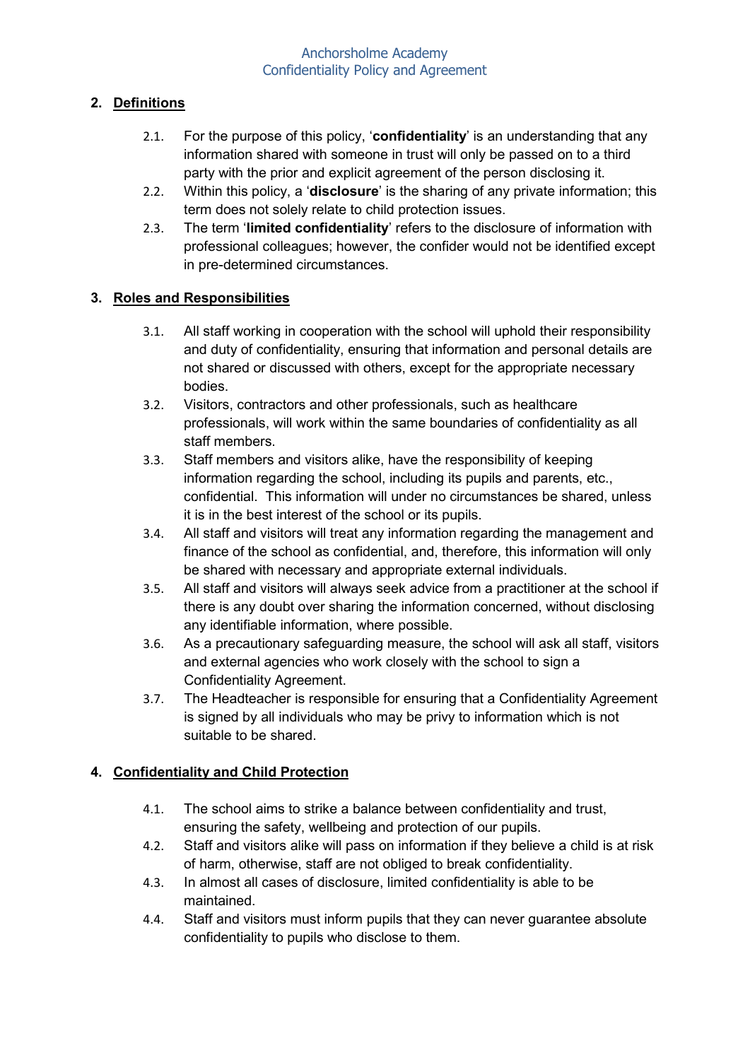## 2. Definitions

2.1. For the purpose of this policy, '**confidentiality**' is an understanding that any information shared with someone in trust will only be passed on to a third party with the prior and explicit agreement of the person disclosing it.

2.2. Within this policy, a '**disclosure**' is the sharing of any private information; this term does not solely relate to child protection issues.

2.3. The term '**limited confidentiality**' refers to the disclosure of information with professional colleagues; however, the confider would not be identified except in pre-determined circumstances.

## 3. Roles and Responsibilities

3.1. All staff working in cooperation with the school will uphold their responsibility and duty of confidentiality, ensuring that information and personal details are not shared or discussed with others, except for the appropriate necessary bodies.

3.2. Visitors, contractors and other professionals, such as healthcare professionals, will work within the same boundaries of confidentiality as all staff members.

3.3. Staff members and visitors alike, have the responsibility of keeping information regarding the school, including its pupils and parents, etc., confidential. This information will under no circumstances be shared, unless it is in the best interest of the school or its pupils.

3.4. All staff and visitors will treat any information regarding the management and finance of the school as confidential, and, therefore, this information will only be shared with necessary and appropriate external individuals.

3.5. All staff and visitors will always seek advice from a practitioner at the school if there is any doubt over sharing the information concerned, without disclosing any identifiable information, where possible.

3.6. As a precautionary safeguarding measure, the school will ask all staff, visitors and external agencies who work closely with the school to sign a Confidentiality Agreement.

3.7. The Headteacher is responsible for ensuring that a Confidentiality Agreement is signed by all individuals who may be privy to information which is not suitable to be shared.

## 4. Confidentiality and Child Protection

4.1. The school aims to strike a balance between confidentiality and trust, ensuring the safety, wellbeing and protection of our pupils.

4.2. Staff and visitors alike will pass on information if they believe a child is at risk of harm, otherwise, staff are not obliged to break confidentiality.

4.3. In almost all cases of disclosure, limited confidentiality is able to be maintained.

4.4. Staff and visitors must inform pupils that they can never guarantee absolute confidentiality to pupils who disclose to them.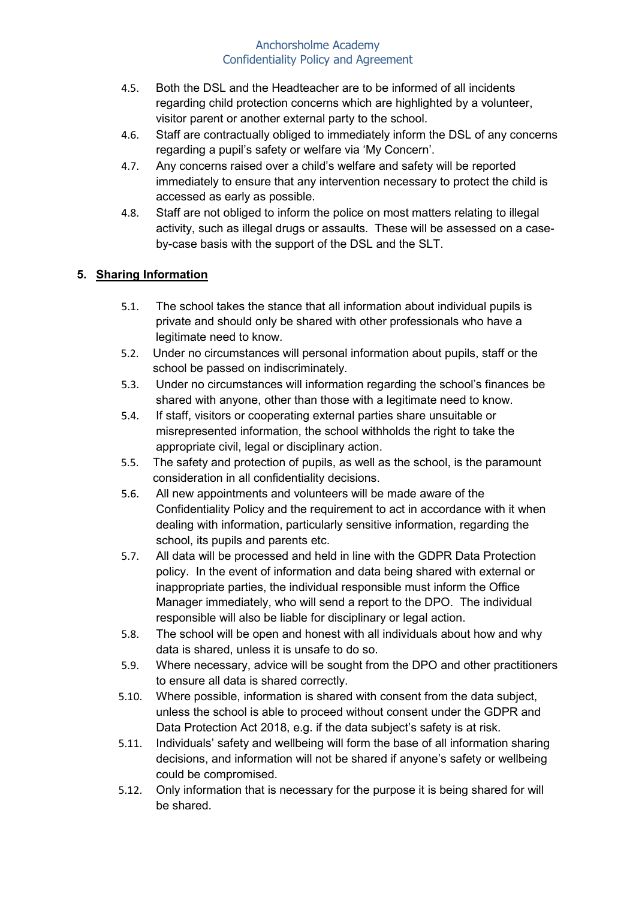4.5. Both the DSL and the Headteacher are to be informed of all incidents regarding child protection concerns which are highlighted by a volunteer, visitor parent or another external party to the school.

4.6. Staff are contractually obliged to immediately inform the DSL of any concerns regarding a pupil's safety or welfare via 'My Concern'.

4.7. Any concerns raised over a child's welfare and safety will be reported immediately to ensure that any intervention necessary to protect the child is accessed as early as possible.

4.8. Staff are not obliged to inform the police on most matters relating to illegal activity, such as illegal drugs or assaults. These will be assessed on a case-by-case basis with the support of the DSL and the SLT.

## 5. <u>Sharing Information</u>

5.1. The school takes the stance that all information about individual pupils is private and should only be shared with other professionals who have a legitimate need to know.

5.2. Under no circumstances will personal information about pupils, staff or the school be passed on indiscriminately.

5.3. Under no circumstances will information regarding the school's finances be shared with anyone, other than those with a legitimate need to know.

5.4. If staff, visitors or cooperating external parties share unsuitable or misrepresented information, the school withholds the right to take the appropriate civil, legal or disciplinary action.

5.5. The safety and protection of pupils, as well as the school, is the paramount consideration in all confidentiality decisions.

5.6. All new appointments and volunteers will be made aware of the Confidentiality Policy and the requirement to act in accordance with it when dealing with information, particularly sensitive information, regarding the school, its pupils and parents etc.

5.7. All data will be processed and held in line with the GDPR Data Protection policy. In the event of information and data being shared with external or inappropriate parties, the individual responsible must inform the Office Manager immediately, who will send a report to the DPO. The individual responsible will also be liable for disciplinary or legal action.

5.8. The school will be open and honest with all individuals about how and why data is shared, unless it is unsafe to do so.

5.9. Where necessary, advice will be sought from the DPO and other practitioners to ensure all data is shared correctly.

5.10. Where possible, information is shared with consent from the data subject, unless the school is able to proceed without consent under the GDPR and Data Protection Act 2018, e.g. if the data subject's safety is at risk.

5.11. Individuals' safety and wellbeing will form the base of all information sharing decisions, and information will not be shared if anyone's safety or wellbeing could be compromised.

5.12. Only information that is necessary for the purpose it is being shared for will be shared.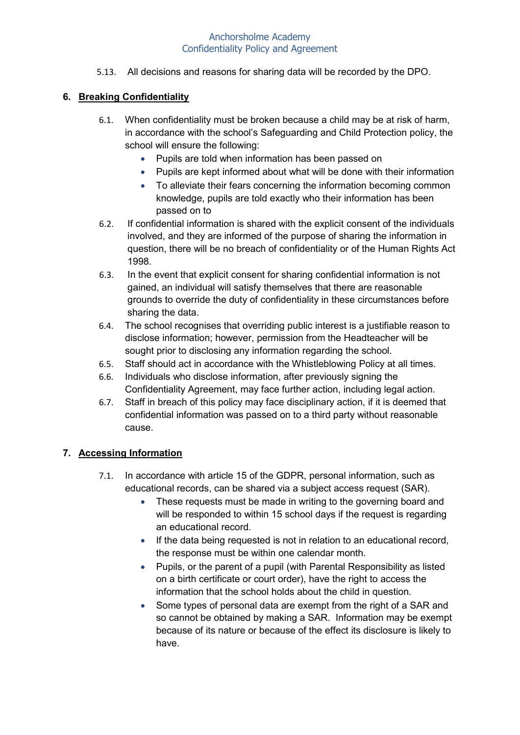5.13. All decisions and reasons for sharing data will be recorded by the DPO.

## 6. Breaking Confidentiality

6.1. When confidentiality must be broken because a child may be at risk of harm, in accordance with the school's Safeguarding and Child Protection policy, the school will ensure the following:

- Pupils are told when information has been passed on
- Pupils are kept informed about what will be done with their information
- To alleviate their fears concerning the information becoming common knowledge, pupils are told exactly who their information has been passed on to

6.2. If confidential information is shared with the explicit consent of the individuals involved, and they are informed of the purpose of sharing the information in question, there will be no breach of confidentiality or of the Human Rights Act 1998.

6.3. In the event that explicit consent for sharing confidential information is not gained, an individual will satisfy themselves that there are reasonable grounds to override the duty of confidentiality in these circumstances before sharing the data.

6.4. The school recognises that overriding public interest is a justifiable reason to disclose information; however, permission from the Headteacher will be sought prior to disclosing any information regarding the school.

6.5. Staff should act in accordance with the Whistleblowing Policy at all times.

6.6. Individuals who disclose information, after previously signing the Confidentiality Agreement, may face further action, including legal action.

6.7. Staff in breach of this policy may face disciplinary action, if it is deemed that confidential information was passed on to a third party without reasonable cause.

## 7. Accessing Information

7.1. In accordance with article 15 of the GDPR, personal information, such as educational records, can be shared via a subject access request (SAR).

- These requests must be made in writing to the governing board and will be responded to within 15 school days if the request is regarding an educational record.
- If the data being requested is not in relation to an educational record, the response must be within one calendar month.
- Pupils, or the parent of a pupil (with Parental Responsibility as listed on a birth certificate or court order), have the right to access the information that the school holds about the child in question.
- Some types of personal data are exempt from the right of a SAR and so cannot be obtained by making a SAR. Information may be exempt because of its nature or because of the effect its disclosure is likely to have.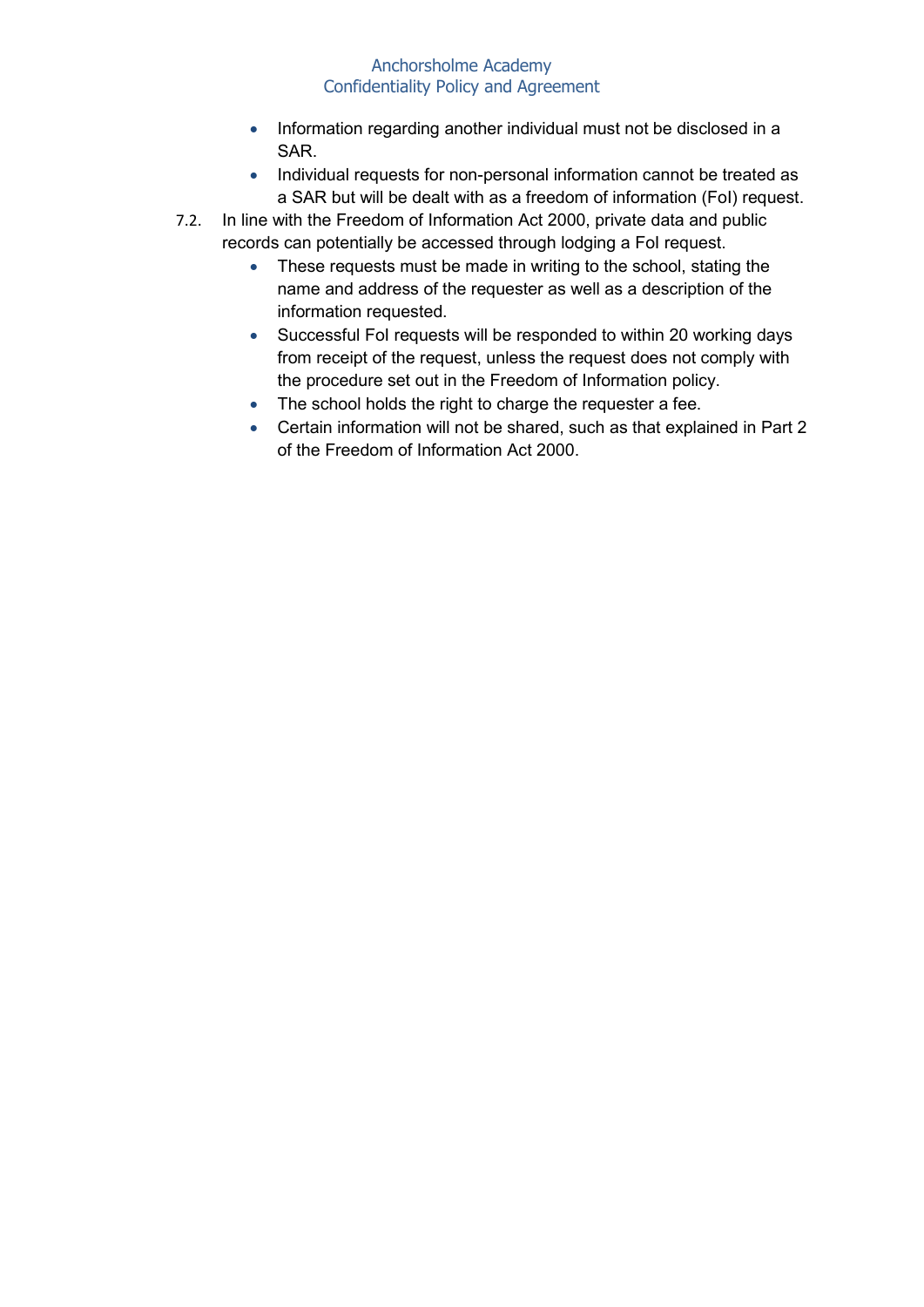- Information regarding another individual must not be disclosed in a SAR.
- Individual requests for non-personal information cannot be treated as a SAR but will be dealt with as a freedom of information (FoI) request.

7.2. In line with the Freedom of Information Act 2000, private data and public records can potentially be accessed through lodging a FoI request.

- These requests must be made in writing to the school, stating the name and address of the requester as well as a description of the information requested.
- Successful FoI requests will be responded to within 20 working days from receipt of the request, unless the request does not comply with the procedure set out in the Freedom of Information policy.
- The school holds the right to charge the requester a fee.
- Certain information will not be shared, such as that explained in Part 2 of the Freedom of Information Act 2000.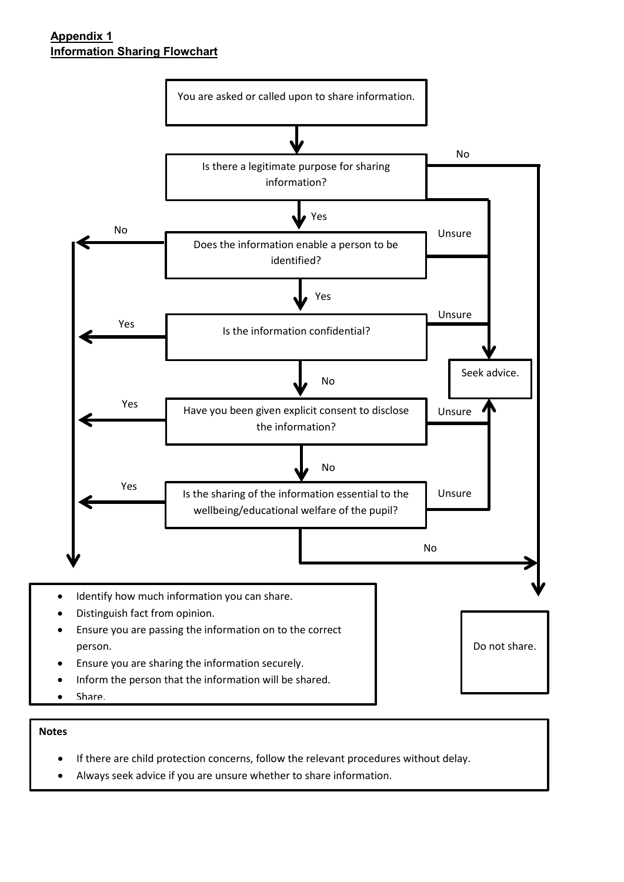**Appendix 1**
**Information Sharing Flowchart**

You are asked or called upon to share information.

Is there a legitimate purpose for sharing information?

- No → Do not share.
- Unsure → Seek advice.
- Yes ↓

Does the information enable a person to be identified?

- No → (see box below)
- Unsure → Seek advice.
- Yes ↓

Is the information confidential?

- Yes → (see box below)
- Unsure → Seek advice.
- No ↓

Have you been given explicit consent to disclose the information?

- Yes → (see box below)
- Unsure → Seek advice.
- No ↓

Is the sharing of the information essential to the wellbeing/educational welfare of the pupil?

- Yes → (see box below)
- Unsure → Seek advice.
- No → Do not share.

- Identify how much information you can share.
- Distinguish fact from opinion.
- Ensure you are passing the information on to the correct person.
- Ensure you are sharing the information securely.
- Inform the person that the information will be shared.
- Share.

Do not share.

**Notes**

- If there are child protection concerns, follow the relevant procedures without delay.
- Always seek advice if you are unsure whether to share information.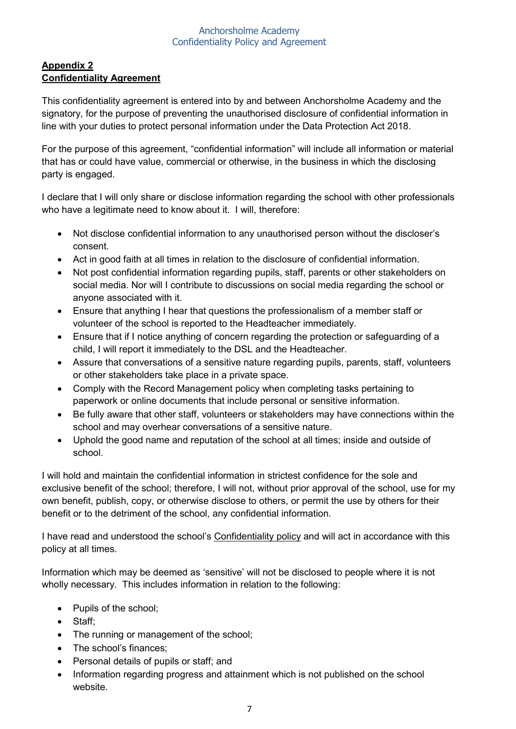**Appendix 2**
**Confidentiality Agreement**

This confidentiality agreement is entered into by and between Anchorsholme Academy and the signatory, for the purpose of preventing the unauthorised disclosure of confidential information in line with your duties to protect personal information under the Data Protection Act 2018.

For the purpose of this agreement, "confidential information" will include all information or material that has or could have value, commercial or otherwise, in the business in which the disclosing party is engaged.

I declare that I will only share or disclose information regarding the school with other professionals who have a legitimate need to know about it. I will, therefore:

- Not disclose confidential information to any unauthorised person without the discloser's consent.
- Act in good faith at all times in relation to the disclosure of confidential information.
- Not post confidential information regarding pupils, staff, parents or other stakeholders on social media. Nor will I contribute to discussions on social media regarding the school or anyone associated with it.
- Ensure that anything I hear that questions the professionalism of a member staff or volunteer of the school is reported to the Headteacher immediately.
- Ensure that if I notice anything of concern regarding the protection or safeguarding of a child, I will report it immediately to the DSL and the Headteacher.
- Assure that conversations of a sensitive nature regarding pupils, parents, staff, volunteers or other stakeholders take place in a private space.
- Comply with the Record Management policy when completing tasks pertaining to paperwork or online documents that include personal or sensitive information.
- Be fully aware that other staff, volunteers or stakeholders may have connections within the school and may overhear conversations of a sensitive nature.
- Uphold the good name and reputation of the school at all times; inside and outside of school.

I will hold and maintain the confidential information in strictest confidence for the sole and exclusive benefit of the school; therefore, I will not, without prior approval of the school, use for my own benefit, publish, copy, or otherwise disclose to others, or permit the use by others for their benefit or to the detriment of the school, any confidential information.

I have read and understood the school's Confidentiality policy and will act in accordance with this policy at all times.

Information which may be deemed as 'sensitive' will not be disclosed to people where it is not wholly necessary. This includes information in relation to the following:

- Pupils of the school;
- Staff;
- The running or management of the school;
- The school's finances;
- Personal details of pupils or staff; and
- Information regarding progress and attainment which is not published on the school website.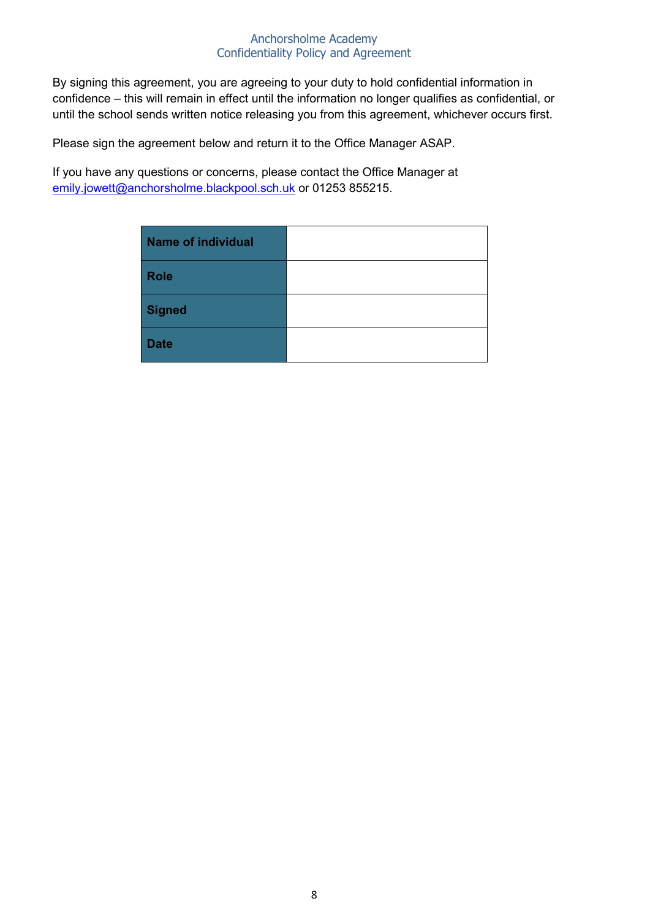By signing this agreement, you are agreeing to your duty to hold confidential information in confidence – this will remain in effect until the information no longer qualifies as confidential, or until the school sends written notice releasing you from this agreement, whichever occurs first.

Please sign the agreement below and return it to the Office Manager ASAP.

If you have any questions or concerns, please contact the Office Manager at emily.jowett@anchorsholme.blackpool.sch.uk or 01253 855215.

| | |
|---|---|
| **Name of individual** | |
| **Role** | |
| **Signed** | |
| **Date** | |